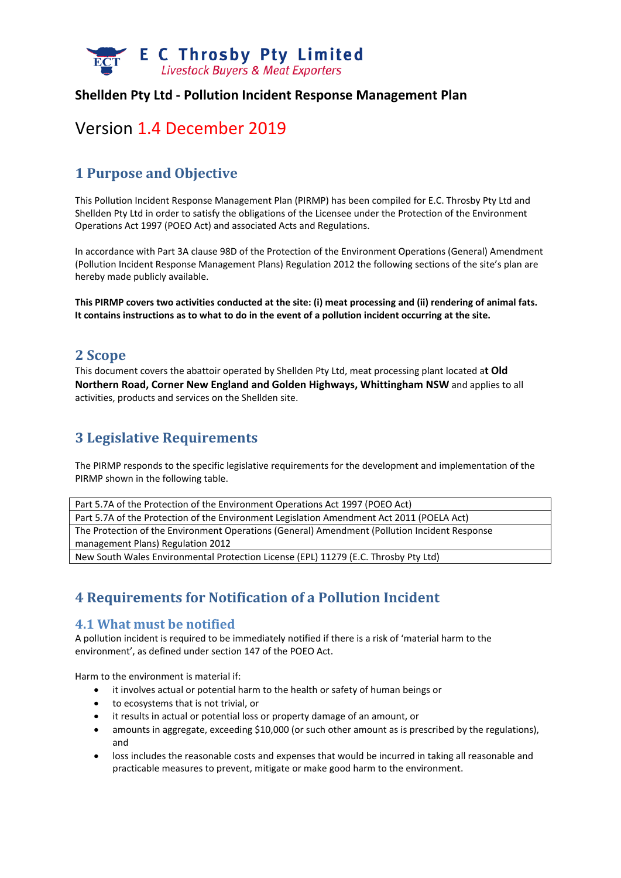**E C Throsby Pty Limited**
*Livestock Buyers & Meat Exporters*

**Shellden Pty Ltd - Pollution Incident Response Management Plan**

Version 1.4 December 2019

## 1 Purpose and Objective

This Pollution Incident Response Management Plan (PIRMP) has been compiled for E.C. Throsby Pty Ltd and Shellden Pty Ltd in order to satisfy the obligations of the Licensee under the Protection of the Environment Operations Act 1997 (POEO Act) and associated Acts and Regulations.

In accordance with Part 3A clause 98D of the Protection of the Environment Operations (General) Amendment (Pollution Incident Response Management Plans) Regulation 2012 the following sections of the site's plan are hereby made publicly available.

**This PIRMP covers two activities conducted at the site: (i) meat processing and (ii) rendering of animal fats. It contains instructions as to what to do in the event of a pollution incident occurring at the site.**

## 2 Scope

This document covers the abattoir operated by Shellden Pty Ltd, meat processing plant located a**t Old Northern Road, Corner New England and Golden Highways, Whittingham NSW** and applies to all activities, products and services on the Shellden site.

## 3 Legislative Requirements

The PIRMP responds to the specific legislative requirements for the development and implementation of the PIRMP shown in the following table.

| Legislative Requirement |
|---|
| Part 5.7A of the Protection of the Environment Operations Act 1997 (POEO Act) |
| Part 5.7A of the Protection of the Environment Legislation Amendment Act 2011 (POELA Act) |
| The Protection of the Environment Operations (General) Amendment (Pollution Incident Response management Plans) Regulation 2012 |
| New South Wales Environmental Protection License (EPL) 11279 (E.C. Throsby Pty Ltd) |

## 4 Requirements for Notification of a Pollution Incident

### 4.1 What must be notified

A pollution incident is required to be immediately notified if there is a risk of 'material harm to the environment', as defined under section 147 of the POEO Act.

Harm to the environment is material if:

- it involves actual or potential harm to the health or safety of human beings or
- to ecosystems that is not trivial, or
- it results in actual or potential loss or property damage of an amount, or
- amounts in aggregate, exceeding $10,000 (or such other amount as is prescribed by the regulations), and
- loss includes the reasonable costs and expenses that would be incurred in taking all reasonable and practicable measures to prevent, mitigate or make good harm to the environment.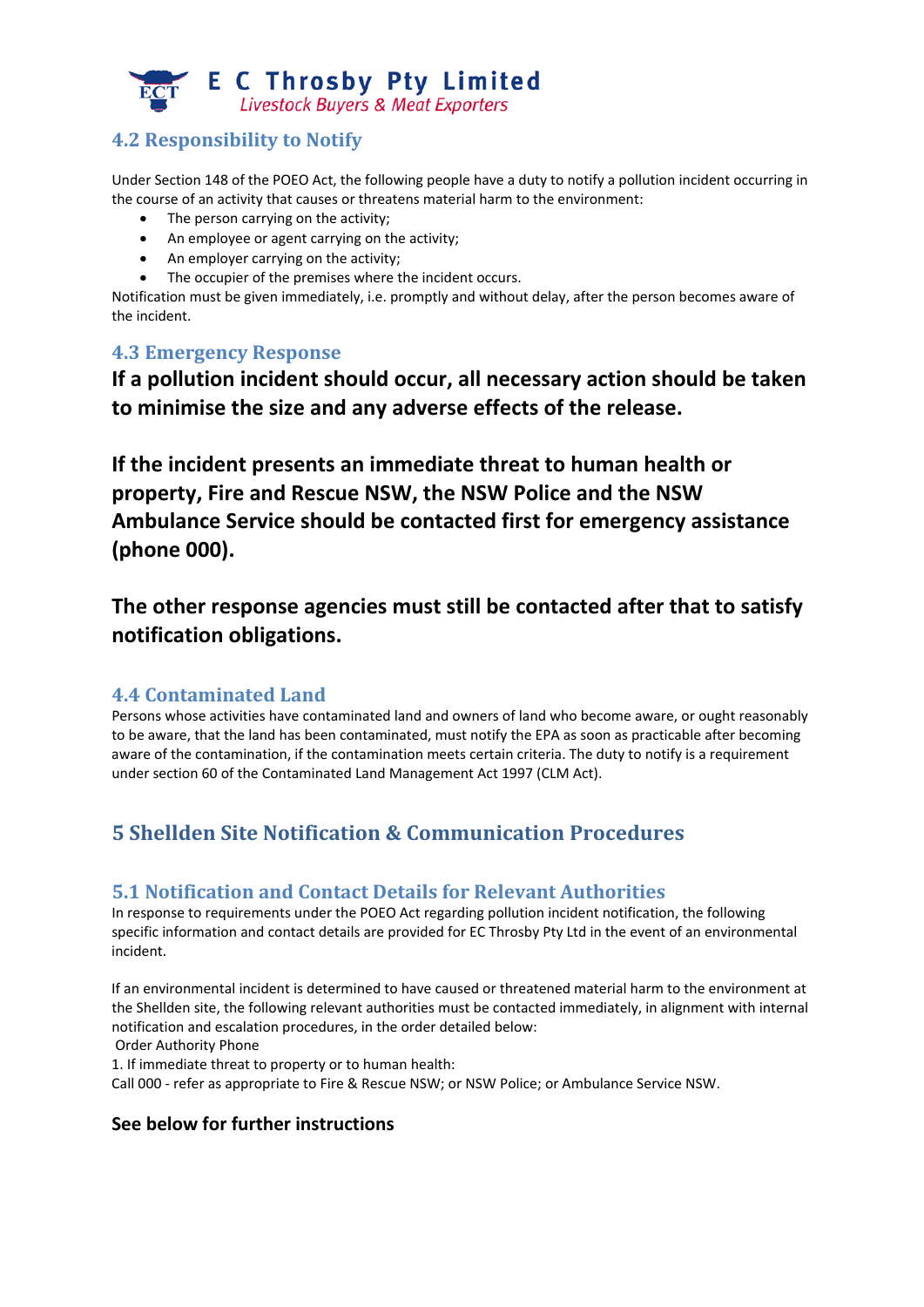## 4.2 Responsibility to Notify

Under Section 148 of the POEO Act, the following people have a duty to notify a pollution incident occurring in the course of an activity that causes or threatens material harm to the environment:

- The person carrying on the activity;
- An employee or agent carrying on the activity;
- An employer carrying on the activity;
- The occupier of the premises where the incident occurs.

Notification must be given immediately, i.e. promptly and without delay, after the person becomes aware of the incident.

## 4.3 Emergency Response

**If a pollution incident should occur, all necessary action should be taken to minimise the size and any adverse effects of the release.**

**If the incident presents an immediate threat to human health or property, Fire and Rescue NSW, the NSW Police and the NSW Ambulance Service should be contacted first for emergency assistance (phone 000).**

**The other response agencies must still be contacted after that to satisfy notification obligations.**

## 4.4 Contaminated Land

Persons whose activities have contaminated land and owners of land who become aware, or ought reasonably to be aware, that the land has been contaminated, must notify the EPA as soon as practicable after becoming aware of the contamination, if the contamination meets certain criteria. The duty to notify is a requirement under section 60 of the Contaminated Land Management Act 1997 (CLM Act).

# 5 Shellden Site Notification & Communication Procedures

## 5.1 Notification and Contact Details for Relevant Authorities

In response to requirements under the POEO Act regarding pollution incident notification, the following specific information and contact details are provided for EC Throsby Pty Ltd in the event of an environmental incident.

If an environmental incident is determined to have caused or threatened material harm to the environment at the Shellden site, the following relevant authorities must be contacted immediately, in alignment with internal notification and escalation procedures, in the order detailed below:

Order Authority Phone

1. If immediate threat to property or to human health:

Call 000 - refer as appropriate to Fire & Rescue NSW; or NSW Police; or Ambulance Service NSW.

**See below for further instructions**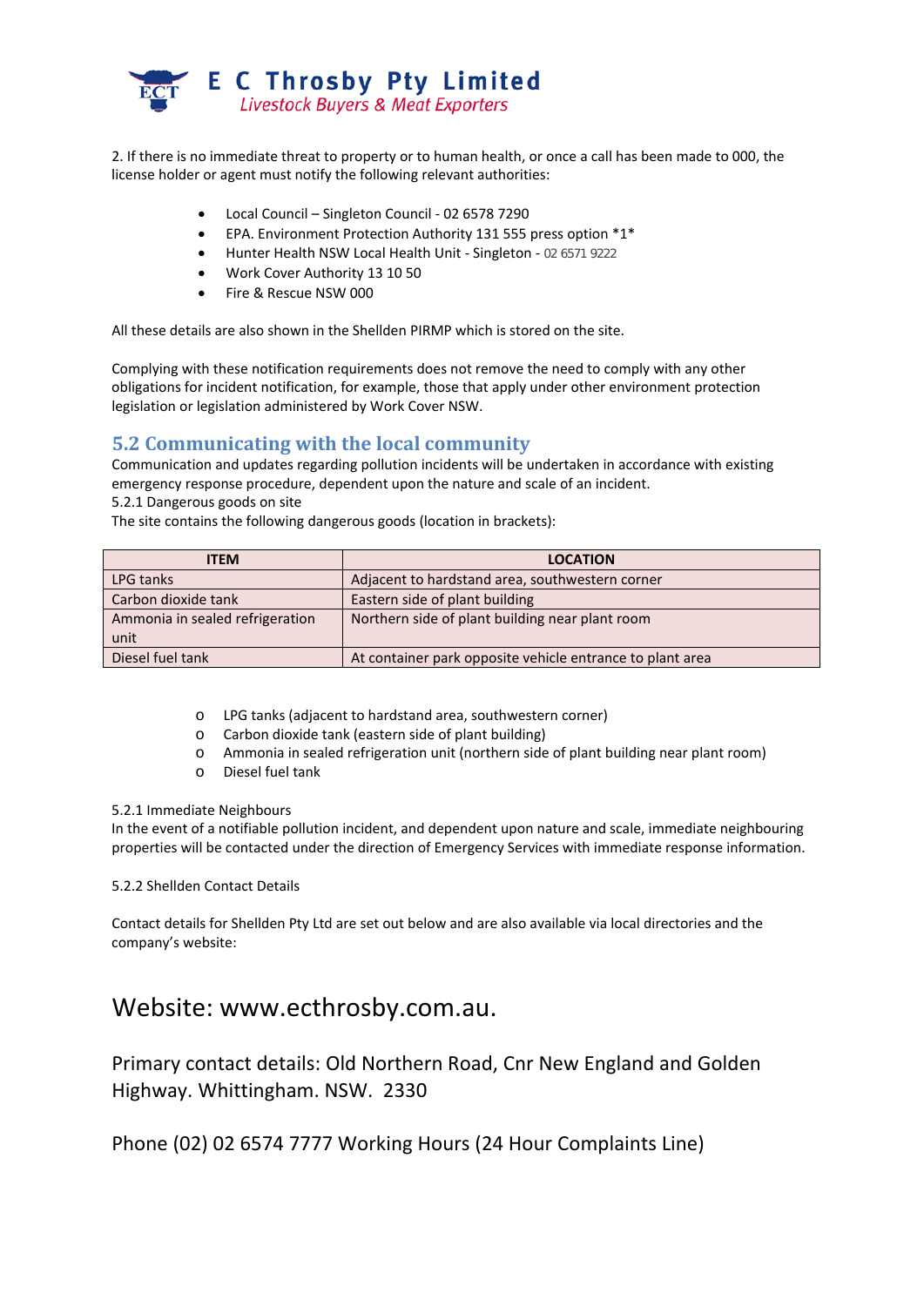2. If there is no immediate threat to property or to human health, or once a call has been made to 000, the license holder or agent must notify the following relevant authorities:

- Local Council – Singleton Council - 02 6578 7290
- EPA. Environment Protection Authority 131 555 press option *1*
- Hunter Health NSW Local Health Unit - Singleton - 02 6571 9222
- Work Cover Authority 13 10 50
- Fire & Rescue NSW 000

All these details are also shown in the Shellden PIRMP which is stored on the site.

Complying with these notification requirements does not remove the need to comply with any other obligations for incident notification, for example, those that apply under other environment protection legislation or legislation administered by Work Cover NSW.

## 5.2 Communicating with the local community

Communication and updates regarding pollution incidents will be undertaken in accordance with existing emergency response procedure, dependent upon the nature and scale of an incident.

5.2.1 Dangerous goods on site

The site contains the following dangerous goods (location in brackets):

| ITEM | LOCATION |
|---|---|
| LPG tanks | Adjacent to hardstand area, southwestern corner |
| Carbon dioxide tank | Eastern side of plant building |
| Ammonia in sealed refrigeration unit | Northern side of plant building near plant room |
| Diesel fuel tank | At container park opposite vehicle entrance to plant area |

- LPG tanks (adjacent to hardstand area, southwestern corner)
- Carbon dioxide tank (eastern side of plant building)
- Ammonia in sealed refrigeration unit (northern side of plant building near plant room)
- Diesel fuel tank

5.2.1 Immediate Neighbours

In the event of a notifiable pollution incident, and dependent upon nature and scale, immediate neighbouring properties will be contacted under the direction of Emergency Services with immediate response information.

5.2.2 Shellden Contact Details

Contact details for Shellden Pty Ltd are set out below and are also available via local directories and the company's website:

Website: www.ecthrosby.com.au.

Primary contact details: Old Northern Road, Cnr New England and Golden Highway. Whittingham. NSW. 2330

Phone (02) 02 6574 7777 Working Hours (24 Hour Complaints Line)